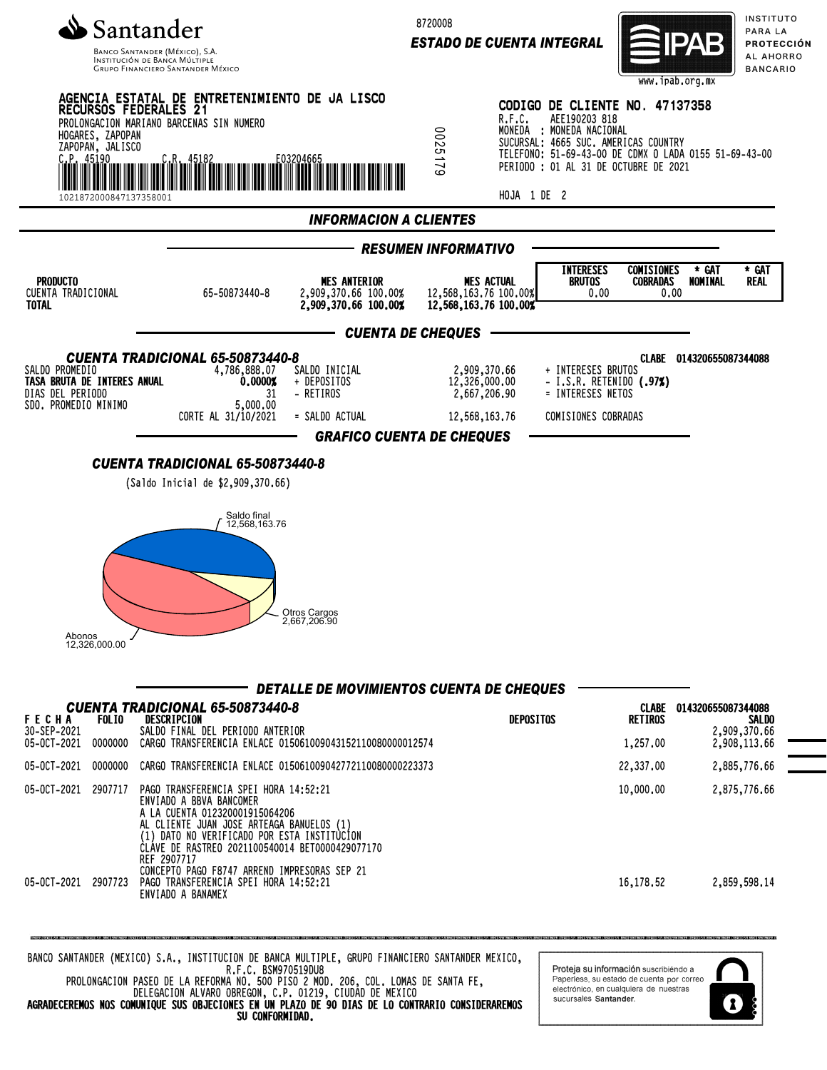**Santander**
Banco Santander (México), S.A.
Institución de Banca Múltiple
Grupo Financiero Santander México

8720008

**ESTADO DE CUENTA INTEGRAL**

IPAB www.ipab.org.mx
INSTITUTO PARA LA PROTECCIÓN AL AHORRO BANCARIO

**AGENCIA ESTATAL DE ENTRETENIMIENTO DE JA LISCO RECURSOS FEDERALES 21**
PROLONGACION MARIANO BARCENAS SIN NUMERO
HOGARES, ZAPOPAN
ZAPOPAN, JALISCO
C.P. 45190 C.R. 45182 E03204665
10218720008471373580001

0025179

**CODIGO DE CLIENTE NO. 47137358**
R.F.C. AEE190203 818
MONEDA : MONEDA NACIONAL
SUCURSAL: 4665 SUC. AMERICAS COUNTRY
TELEFONO: 51-69-43-00 DE CDMX O LADA 0155 51-69-43-00
PERIODO : 01 AL 31 DE OCTUBRE DE 2021

HOJA 1 DE 2

## INFORMACION A CLIENTES

### RESUMEN INFORMATIVO

| PRODUCTO | | MES ANTERIOR | MES ACTUAL | INTERESES BRUTOS | COMISIONES COBRADAS | * GAT NOMINAL | * GAT REAL |
|---|---|---|---|---|---|---|---|
| CUENTA TRADICIONAL | 65-50873440-8 | 2,909,370.66 100.00% | 12,568,163.76 100.00% | 0.00 | 0.00 | | |
| **TOTAL** | | **2,909,370.66 100.00%** | **12,568,163.76 100.00%** | | | | |

### CUENTA DE CHEQUES

**CUENTA TRADICIONAL 65-50873440-8** CLABE 014320655087344088

| | | | | |
|---|---|---|---|---|
| SALDO PROMEDIO | 4,786,888.07 | SALDO INICIAL | 2,909,370.66 | + INTERESES BRUTOS |
| **TASA BRUTA DE INTERES ANUAL** | **0.0000%** | + DEPOSITOS | 12,326,000.00 | - I.S.R. RETENIDO **(.97%)** |
| DIAS DEL PERIODO | 31 | - RETIROS | 2,667,206.90 | = INTERESES NETOS |
| SDO. PROMEDIO MINIMO | 5,000.00 | | | |
| | CORTE AL 31/10/2021 | = SALDO ACTUAL | 12,568,163.76 | COMISIONES COBRADAS |

### GRAFICO CUENTA DE CHEQUES

**CUENTA TRADICIONAL 65-50873440-8**

(Saldo Inicial de $2,909,370.66)

Saldo final 12,568,163.76
Otros Cargos 2,667,206.90
Abonos 12,326,000.00

### DETALLE DE MOVIMIENTOS CUENTA DE CHEQUES

**CUENTA TRADICIONAL 65-50873440-8** CLABE 014320655087344088

| FECHA | FOLIO | DESCRIPCION | DEPOSITOS | RETIROS | SALDO |
|---|---|---|---|---|---|
| 30-SEP-2021 | | SALDO FINAL DEL PERIODO ANTERIOR | | | 2,909,370.66 |
| 05-OCT-2021 | 0000000 | CARGO TRANSFERENCIA ENLACE 015061009043152110080000012574 | | 1,257.00 | 2,908,113.66 |
| 05-OCT-2021 | 0000000 | CARGO TRANSFERENCIA ENLACE 015061009042772110080000223373 | | 22,337.00 | 2,885,776.66 |
| 05-OCT-2021 | 2907717 | PAGO TRANSFERENCIA SPEI HORA 14:52:21 ENVIADO A BBVA BANCOMER A LA CUENTA 012320001915064206 AL CLIENTE JUAN JOSE ARTEAGA BANUELOS (1) (1) DATO NO VERIFICADO POR ESTA INSTITUCION CLAVE DE RASTREO 2021100540014 BET0000429077170 REF 2907717 CONCEPTO PAGO F8747 ARREND IMPRESORAS SEP 21 | | 10,000.00 | 2,875,776.66 |
| 05-OCT-2021 | 2907723 | PAGO TRANSFERENCIA SPEI HORA 14:52:21 ENVIADO A BANAMEX | | 16,178.52 | 2,859,598.14 |

BANCO SANTANDER (MEXICO) S.A., INSTITUCION DE BANCA MULTIPLE, GRUPO FINANCIERO SANTANDER MEXICO, R.F.C. BSM970519DU8
PROLONGACION PASEO DE LA REFORMA NO. 500 PISO 2 MOD. 206, COL. LOMAS DE SANTA FE, DELEGACION ALVARO OBREGON, C.P. 01219, CIUDAD DE MEXICO
**AGRADECEREMOS NOS COMUNIQUE SUS OBJECIONES EN UN PLAZO DE 90 DIAS DE LO CONTRARIO CONSIDERAREMOS SU CONFORMIDAD.**

Proteja su información suscribiéndo a Paperless, su estado de cuenta por correo electrónico, en cualquiera de nuestras sucursales **Santander**.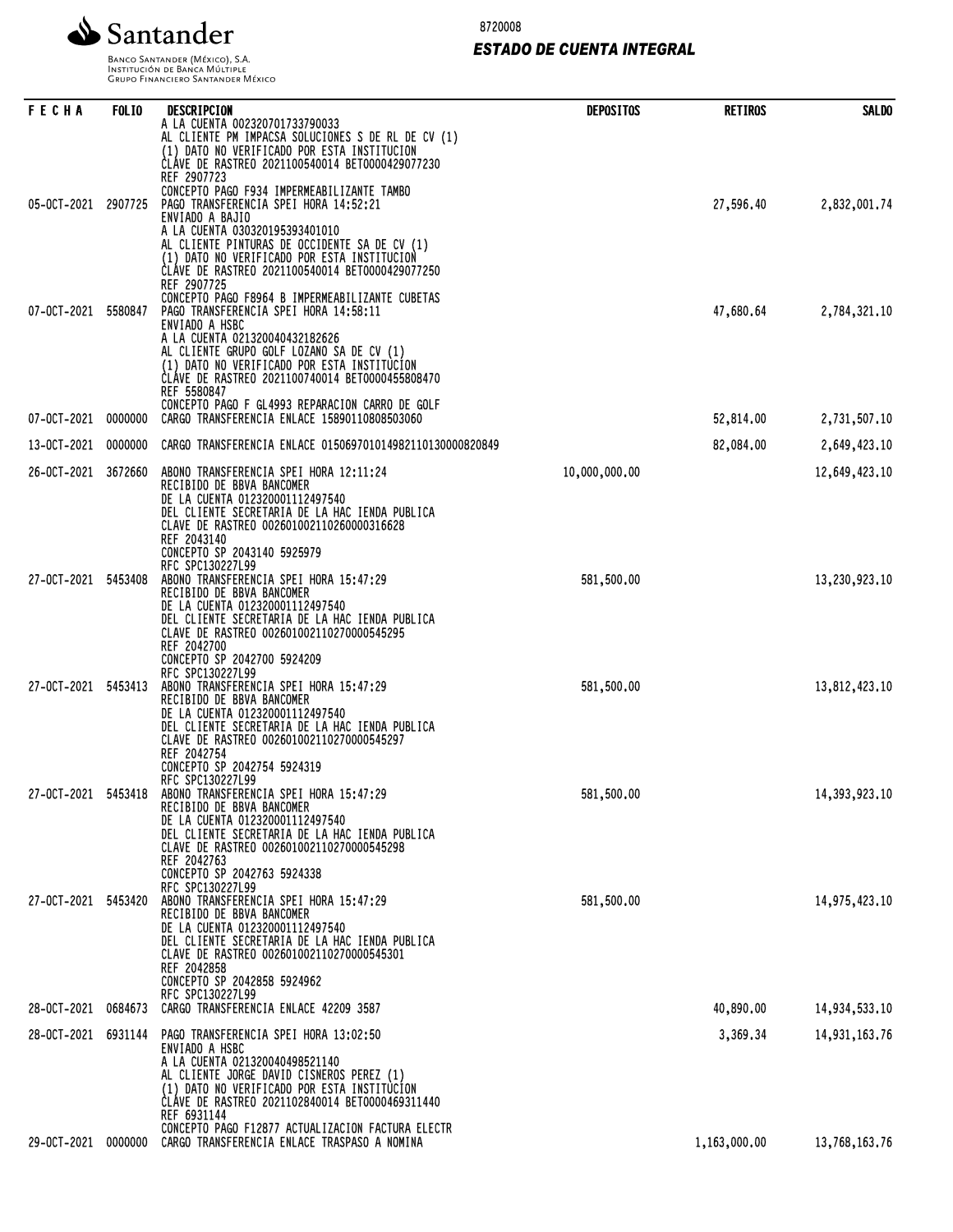Santander

Banco Santander (México), S.A.
Institución de Banca Múltiple
Grupo Financiero Santander México

8720008

***ESTADO DE CUENTA INTEGRAL***

| FECHA | FOLIO | DESCRIPCION | DEPOSITOS | RETIROS | SALDO |
|---|---|---|---|---|---|
| | | A LA CUENTA 002320701733790033<br>AL CLIENTE PM IMPACSA SOLUCIONES S DE RL DE CV (1)<br>(1) DATO NO VERIFICADO POR ESTA INSTITUCION<br>CLAVE DE RASTREO 2021100540014 BET0000429077230<br>REF 2907723<br>CONCEPTO PAGO F934 IMPERMEABILIZANTE TAMBO | | | |
| 05-OCT-2021 | 2907725 | PAGO TRANSFERENCIA SPEI HORA 14:52:21<br>ENVIADO A BAJIO<br>A LA CUENTA 030320195393401010<br>AL CLIENTE PINTURAS DE OCCIDENTE SA DE CV (1)<br>(1) DATO NO VERIFICADO POR ESTA INSTITUCION<br>CLAVE DE RASTREO 2021100540014 BET0000429077250<br>REF 2907725<br>CONCEPTO PAGO F8964 B IMPERMEABILIZANTE CUBETAS | | 27,596.40 | 2,832,001.74 |
| 07-OCT-2021 | 5580847 | PAGO TRANSFERENCIA SPEI HORA 14:58:11<br>ENVIADO A HSBC<br>A LA CUENTA 021320040432182626<br>AL CLIENTE GRUPO GOLF LOZANO SA DE CV (1)<br>(1) DATO NO VERIFICADO POR ESTA INSTITUCION<br>CLAVE DE RASTREO 2021100740014 BET0000455808470<br>REF 5580847<br>CONCEPTO PAGO F GL4993 REPARACION CARRO DE GOLF | | 47,680.64 | 2,784,321.10 |
| 07-OCT-2021 | 0000000 | CARGO TRANSFERENCIA ENLACE 15890110808503060 | | 52,814.00 | 2,731,507.10 |
| 13-OCT-2021 | 0000000 | CARGO TRANSFERENCIA ENLACE 015069701014982110130000820849 | | 82,084.00 | 2,649,423.10 |
| 26-OCT-2021 | 3672660 | ABONO TRANSFERENCIA SPEI HORA 12:11:24<br>RECIBIDO DE BBVA BANCOMER<br>DE LA CUENTA 012320001112497540<br>DEL CLIENTE SECRETARIA DE LA HAC IENDA PUBLICA<br>CLAVE DE RASTREO 002601002110260000316628<br>REF 2043140<br>CONCEPTO SP 2043140 5925979<br>RFC SPC130227L99 | 10,000,000.00 | | 12,649,423.10 |
| 27-OCT-2021 | 5453408 | ABONO TRANSFERENCIA SPEI HORA 15:47:29<br>RECIBIDO DE BBVA BANCOMER<br>DE LA CUENTA 012320001112497540<br>DEL CLIENTE SECRETARIA DE LA HAC IENDA PUBLICA<br>CLAVE DE RASTREO 002601002110270000545295<br>REF 2042700<br>CONCEPTO SP 2042700 5924209<br>RFC SPC130227L99 | 581,500.00 | | 13,230,923.10 |
| 27-OCT-2021 | 5453413 | ABONO TRANSFERENCIA SPEI HORA 15:47:29<br>RECIBIDO DE BBVA BANCOMER<br>DE LA CUENTA 012320001112497540<br>DEL CLIENTE SECRETARIA DE LA HAC IENDA PUBLICA<br>CLAVE DE RASTREO 002601002110270000545297<br>REF 2042754<br>CONCEPTO SP 2042754 5924319<br>RFC SPC130227L99 | 581,500.00 | | 13,812,423.10 |
| 27-OCT-2021 | 5453418 | ABONO TRANSFERENCIA SPEI HORA 15:47:29<br>RECIBIDO DE BBVA BANCOMER<br>DE LA CUENTA 012320001112497540<br>DEL CLIENTE SECRETARIA DE LA HAC IENDA PUBLICA<br>CLAVE DE RASTREO 002601002110270000545298<br>REF 2042763<br>CONCEPTO SP 2042763 5924338<br>RFC SPC130227L99 | 581,500.00 | | 14,393,923.10 |
| 27-OCT-2021 | 5453420 | ABONO TRANSFERENCIA SPEI HORA 15:47:29<br>RECIBIDO DE BBVA BANCOMER<br>DE LA CUENTA 012320001112497540<br>DEL CLIENTE SECRETARIA DE LA HAC IENDA PUBLICA<br>CLAVE DE RASTREO 002601002110270000545301<br>REF 2042858<br>CONCEPTO SP 2042858 5924962<br>RFC SPC130227L99 | 581,500.00 | | 14,975,423.10 |
| 28-OCT-2021 | 0684673 | CARGO TRANSFERENCIA ENLACE 42209 3587 | | 40,890.00 | 14,934,533.10 |
| 28-OCT-2021 | 6931144 | PAGO TRANSFERENCIA SPEI HORA 13:02:50<br>ENVIADO A HSBC<br>A LA CUENTA 021320040498521140<br>AL CLIENTE JORGE DAVID CISNEROS PEREZ (1)<br>(1) DATO NO VERIFICADO POR ESTA INSTITUCION<br>CLAVE DE RASTREO 2021102840014 BET0000469311440<br>REF 6931144<br>CONCEPTO PAGO F12877 ACTUALIZACION FACTURA ELECTR | | 3,369.34 | 14,931,163.76 |
| 29-OCT-2021 | 0000000 | CARGO TRANSFERENCIA ENLACE TRASPASO A NOMINA | | 1,163,000.00 | 13,768,163.76 |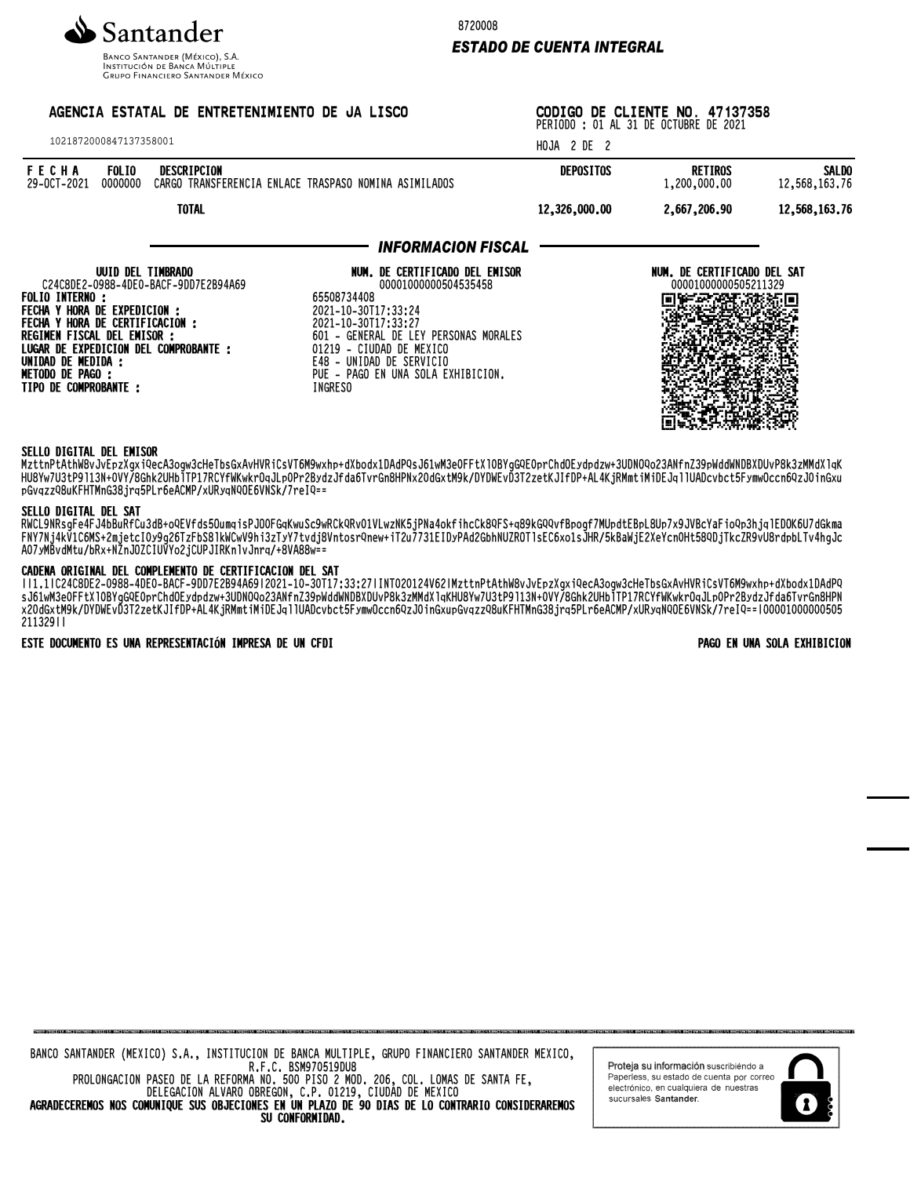Santander

BANCO SANTANDER (MÉXICO), S.A.
INSTITUCIÓN DE BANCA MÚLTIPLE
GRUPO FINANCIERO SANTANDER MÉXICO

8720008

**ESTADO DE CUENTA INTEGRAL**

**AGENCIA ESTATAL DE ENTRETENIMIENTO DE JA LISCO**

10218720008471373580001

**CODIGO DE CLIENTE NO. 47137358**
PERIODO : 01 AL 31 DE OCTUBRE DE 2021

| FECHA | FOLIO | DESCRIPCION | DEPOSITOS | RETIROS | SALDO |
|---|---|---|---|---|---|
| 29-OCT-2021 | 0000000 | CARGO TRANSFERENCIA ENLACE TRASPASO NOMINA ASIMILADOS | | 1,200,000.00 | 12,568,163.76 |
| | | **TOTAL** | **12,326,000.00** | **2,667,206.90** | **12,568,163.76** |

## INFORMACION FISCAL

| UUID DEL TIMBRADO | NUM. DE CERTIFICADO DEL EMISOR | NUM. DE CERTIFICADO DEL SAT |
|---|---|---|
| C24C8DE2-0988-4DE0-BACF-9DD7E2B94A69 | 00001000000504535458 | 00001000000505211329 |

**FOLIO INTERNO :** 65508734408
**FECHA Y HORA DE EXPEDICION :** 2021-10-30T17:33:24
**FECHA Y HORA DE CERTIFICACION :** 2021-10-30T17:33:27
**REGIMEN FISCAL DEL EMISOR :** 601 - GENERAL DE LEY PERSONAS MORALES
**LUGAR DE EXPEDICION DEL COMPROBANTE :** 01219 - CIUDAD DE MEXICO
**UNIDAD DE MEDIDA :** E48 - UNIDAD DE SERVICIO
**METODO DE PAGO :** PUE - PAGO EN UNA SOLA EXHIBICION.
**TIPO DE COMPROBANTE :** INGRESO

**SELLO DIGITAL DEL EMISOR**

MzttnPtAthW8vJvEpzXgxiQecA3ogw3cHeTbsGxAvHVRiCsVT6M9wxhp+dXbodx1DAdPQsJ61wM3e0FFtX1OBYgGQEOprChdOEydpdzw+3UDNOQo23ANfnZ39pWddWNDBXDUvP8k3zMMdXlqKHU8Yw7U3tP9l13N+0VY/8Ghk2UHblTP17RCYfWKwkrOqJLpOPr2BydzJfda6TvrGn8HPNx20dGxtM9k/DYDWEvD3T2zetKJIfDP+AL4KjRMmtiMiDEJqllUADcvbct5FymwOccn6QzJ0inGxupGvqzzQ8uKFHTMnG38jrq5PLr6eACMP/xURyqNQOE6VNSk/7reIQ==

**SELLO DIGITAL DEL SAT**

RWCL9NRsgFe4FJ4bBuRfCu3dB+oQEVfds50umqisPJOOFGqKwuSc9wRCkQRvO1VLwzNK5jPNa4okfihcCk8QFS+q89kGQQvfBpogf7MUpdtEBpL8Up7x9JVBcYaFioQp3hjqlEDOK6U7dGkmaFNY7Nj4kV1C6MS+2mjetcIOy9g26TzFbS8lkWCwV9hi3zTyY7tvdj8VntosrQnew+iT2u7731EIDyPAd2GbhNUZROTlsEC6xo1sJHR/5kBaWjE2XeYcn0Ht58QDjTkcZR9vU8rdpbLTv4hgJcA07yMBvdMtu/bRx+NZnJOZC1UVYo2jCUPJIRKnlvJnrq/+8VA88w==

**CADENA ORIGINAL DEL COMPLEMENTO DE CERTIFICACION DEL SAT**

||1.1|C24C8DE2-0988-4DE0-BACF-9DD7E2B94A69|2021-10-30T17:33:27|INT020124V62|MzttnPtAthW8vJvEpzXgxiQecA3ogw3cHeTbsGxAvHVRiCsVT6M9wxhp+dXbodx1DAdPQsJ61wM3e0FFtX1OBYgGQEOprChdOEydpdzw+3UDNOQo23ANfnZ39pWddWNDBXDUvP8k3zMMdXlqKHU8Yw7U3tP9l13N+0VY/8Ghk2UHblTP17RCYfWKwkrOqJLpOPr2BydzJfda6TvrGn8HPNx20dGxtM9k/DYDWEvD3T2zetKJIfDP+AL4KjRMmtiMiDEJqllUADcvbct5FymwOccn6QzJ0inGxupGvqzzQ8uKFHTMnG38jrq5PLr6eACMP/xURyqNQOE6VNSk/7reIQ==|00001000000505211329||

**ESTE DOCUMENTO ES UNA REPRESENTACIÓN IMPRESA DE UN CFDI** — **PAGO EN UNA SOLA EXHIBICION**

BANCO SANTANDER (MEXICO) S.A., INSTITUCION DE BANCA MULTIPLE, GRUPO FINANCIERO SANTANDER MEXICO,
R.F.C. BSM970519DU8
PROLONGACION PASEO DE LA REFORMA NO. 500 PISO 2 MOD. 206, COL. LOMAS DE SANTA FE,
DELEGACION ALVARO OBREGON, C.P. 01219, CIUDAD DE MEXICO
**AGRADECEREMOS NOS COMUNIQUE SUS OBJECIONES EN UN PLAZO DE 90 DIAS DE LO CONTRARIO CONSIDERAREMOS SU CONFORMIDAD.**

Proteja su información suscribiéndo a Paperless, su estado de cuenta por correo electrónico, en cualquiera de nuestras sucursales Santander.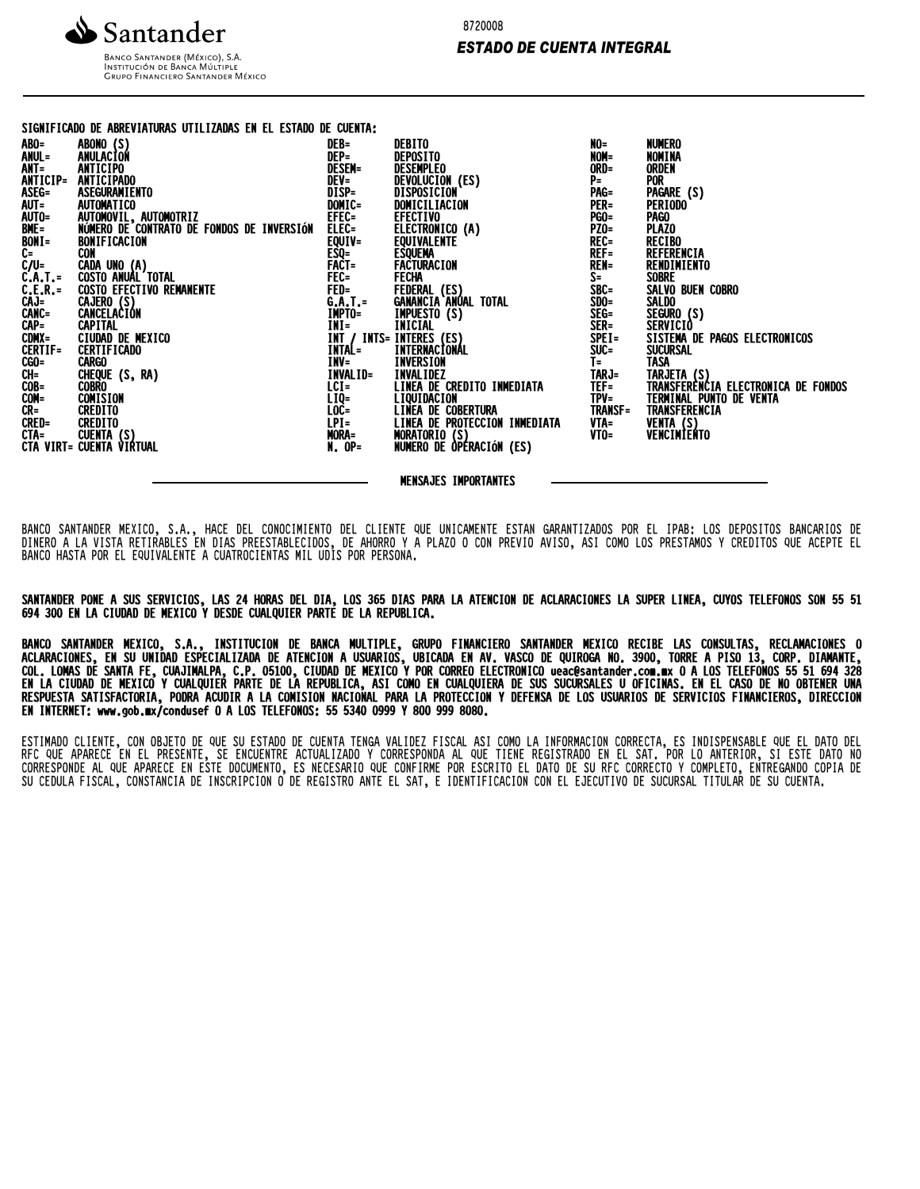Santander

Banco Santander (México), S.A.
Institución de Banca Múltiple
Grupo Financiero Santander México

8720008

***ESTADO DE CUENTA INTEGRAL***

**SIGNIFICADO DE ABREVIATURAS UTILIZADAS EN EL ESTADO DE CUENTA:**

| | | | | | |
|---|---|---|---|---|---|
| ABO= | ABONO (S) | DEB= | DEBITO | NO= | NUMERO |
| ANUL= | ANULACIÓN | DEP= | DEPOSITO | NOM= | NOMINA |
| ANT= | ANTICIPO | DESEM= | DESEMPLEO | ORD= | ORDEN |
| ANTICIP= | ANTICIPADO | DEV= | DEVOLUCION (ES) | P= | POR |
| ASEG= | ASEGURAMIENTO | DISP= | DISPOSICION | PAG= | PAGARE (S) |
| AUT= | AUTOMATICO | DOMIC= | DOMICILIACION | PER= | PERIODO |
| AUTO= | AUTOMOVIL, AUTOMOTRIZ | EFEC= | EFECTIVO | PGO= | PAGO |
| BME= | NÚMERO DE CONTRATO DE FONDOS DE INVERSIÓN | ELEC= | ELECTRONICO (A) | PZO= | PLAZO |
| BONI= | BONIFICACION | EQUIV= | EQUIVALENTE | REC= | RECIBO |
| C= | CON | ESQ= | ESQUEMA | REF= | REFERENCIA |
| C/U= | CADA UNO (A) | FACT= | FACTURACION | REN= | RENDIMIENTO |
| C.A.T.= | COSTO ANUAL TOTAL | FEC= | FECHA | S= | SOBRE |
| C.E.R.= | COSTO EFECTIVO REMANENTE | FED= | FEDERAL (ES) | SBC= | SALVO BUEN COBRO |
| CAJ= | CAJERO (S) | G.A.T.= | GANANCIA ANUAL TOTAL | SDO= | SALDO |
| CANC= | CANCELACIÓN | IMPTO= | IMPUESTO (S) | SEG= | SEGURO (S) |
| CAP= | CAPITAL | INI= | INICIAL | SER= | SERVICIO |
| CDMX= | CIUDAD DE MEXICO | INT / INTS= | INTERES (ES) | SPEI= | SISTEMA DE PAGOS ELECTRONICOS |
| CERTIF= | CERTIFICADO | INTAL= | INTERNACIONAL | SUC= | SUCURSAL |
| CGO= | CARGO | INV= | INVERSION | T= | TASA |
| CH= | CHEQUE (S, RA) | INVALID= | INVALIDEZ | TARJ= | TARJETA (S) |
| COB= | COBRO | LCI= | LINEA DE CREDITO INMEDIATA | TEF= | TRANSFERENCIA ELECTRONICA DE FONDOS |
| COM= | COMISION | LIQ= | LIQUIDACION | TPV= | TERMINAL PUNTO DE VENTA |
| CR= | CREDITO | LOC= | LINEA DE COBERTURA | TRANSF= | TRANSFERENCIA |
| CRED= | CREDITO | LPI= | LINEA DE PROTECCION INMEDIATA | VTA= | VENTA (S) |
| CTA= | CUENTA (S) | MORA= | MORATORIO (S) | VTO= | VENCIMIENTO |
| CTA VIRT= | CUENTA VIRTUAL | N. OP= | NUMERO DE OPERACIÓN (ES) | | |

**MENSAJES IMPORTANTES**

BANCO SANTANDER MEXICO, S.A., HACE DEL CONOCIMIENTO DEL CLIENTE QUE UNICAMENTE ESTAN GARANTIZADOS POR EL IPAB: LOS DEPOSITOS BANCARIOS DE DINERO A LA VISTA RETIRABLES EN DIAS PREESTABLECIDOS, DE AHORRO Y A PLAZO O CON PREVIO AVISO, ASI COMO LOS PRESTAMOS Y CREDITOS QUE ACEPTE EL BANCO HASTA POR EL EQUIVALENTE A CUATROCIENTAS MIL UDIS POR PERSONA.

**SANTANDER PONE A SUS SERVICIOS, LAS 24 HORAS DEL DIA, LOS 365 DIAS PARA LA ATENCION DE ACLARACIONES LA SUPER LINEA, CUYOS TELEFONOS SON 55 51 694 300 EN LA CIUDAD DE MEXICO Y DESDE CUALQUIER PARTE DE LA REPUBLICA.**

**BANCO SANTANDER MEXICO, S.A., INSTITUCION DE BANCA MULTIPLE, GRUPO FINANCIERO SANTANDER MEXICO RECIBE LAS CONSULTAS, RECLAMACIONES O ACLARACIONES, EN SU UNIDAD ESPECIALIZADA DE ATENCION A USUARIOS, UBICADA EN AV. VASCO DE QUIROGA NO. 3900, TORRE A PISO 13, CORP. DIAMANTE, COL. LOMAS DE SANTA FE, CUAJIMALPA, C.P. 05100, CIUDAD DE MEXICO Y POR CORREO ELECTRONICO ueac@santander.com.mx O A LOS TELEFONOS 55 51 694 328 EN LA CIUDAD DE MEXICO Y CUALQUIER PARTE DE LA REPUBLICA, ASI COMO EN CUALQUIERA DE SUS SUCURSALES U OFICINAS. EN EL CASO DE NO OBTENER UNA RESPUESTA SATISFACTORIA, PODRA ACUDIR A LA COMISION NACIONAL PARA LA PROTECCION Y DEFENSA DE LOS USUARIOS DE SERVICIOS FINANCIEROS, DIRECCION EN INTERNET: www.gob.mx/condusef O A LOS TELEFONOS: 55 5340 0999 Y 800 999 8080.**

ESTIMADO CLIENTE, CON OBJETO DE QUE SU ESTADO DE CUENTA TENGA VALIDEZ FISCAL ASI COMO LA INFORMACION CORRECTA, ES INDISPENSABLE QUE EL DATO DEL RFC QUE APARECE EN EL PRESENTE, SE ENCUENTRE ACTUALIZADO Y CORRESPONDA AL QUE TIENE REGISTRADO EN EL SAT. POR LO ANTERIOR, SI ESTE DATO NO CORRESPONDE AL QUE APARECE EN ESTE DOCUMENTO, ES NECESARIO QUE CONFIRME POR ESCRITO EL DATO DE SU RFC CORRECTO Y COMPLETO, ENTREGANDO COPIA DE SU CEDULA FISCAL, CONSTANCIA DE INSCRIPCION O DE REGISTRO ANTE EL SAT, E IDENTIFICACION CON EL EJECUTIVO DE SUCURSAL TITULAR DE SU CUENTA.